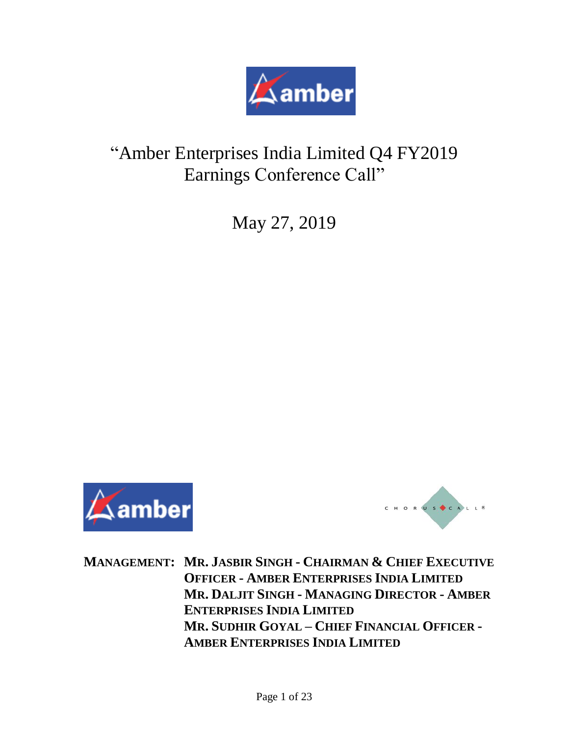# "Amber Enterprises India Limited Q4 FY2019 Earnings Conference Call"

May 27, 2019

**MANAGEMENT:** **MR. JASBIR SINGH - CHAIRMAN & CHIEF EXECUTIVE OFFICER - AMBER ENTERPRISES INDIA LIMITED**
**MR. DALJIT SINGH - MANAGING DIRECTOR - AMBER ENTERPRISES INDIA LIMITED**
**MR. SUDHIR GOYAL – CHIEF FINANCIAL OFFICER - AMBER ENTERPRISES INDIA LIMITED**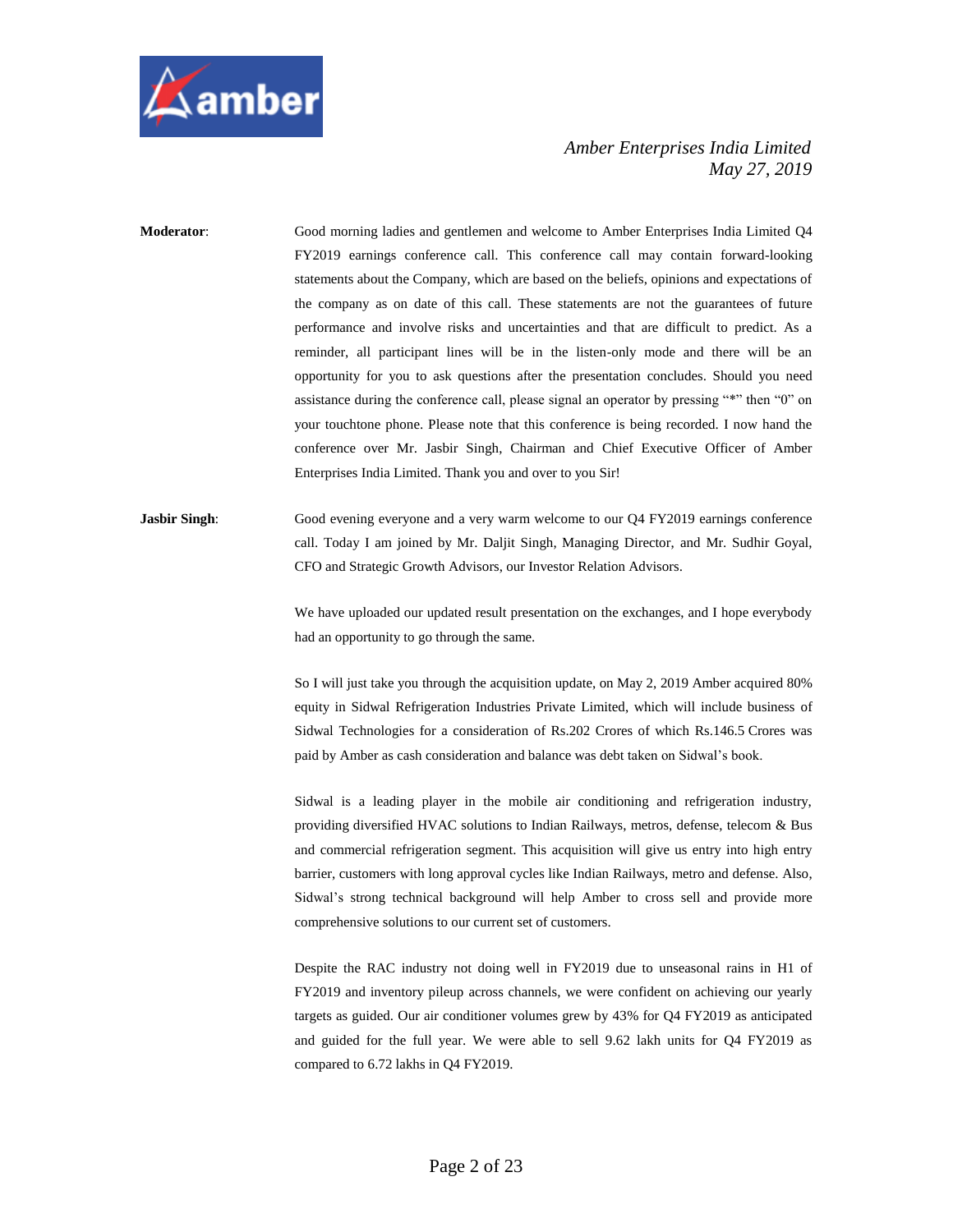**Moderator**: Good morning ladies and gentlemen and welcome to Amber Enterprises India Limited Q4 FY2019 earnings conference call. This conference call may contain forward-looking statements about the Company, which are based on the beliefs, opinions and expectations of the company as on date of this call. These statements are not the guarantees of future performance and involve risks and uncertainties and that are difficult to predict. As a reminder, all participant lines will be in the listen-only mode and there will be an opportunity for you to ask questions after the presentation concludes. Should you need assistance during the conference call, please signal an operator by pressing "*" then "0" on your touchtone phone. Please note that this conference is being recorded. I now hand the conference over Mr. Jasbir Singh, Chairman and Chief Executive Officer of Amber Enterprises India Limited. Thank you and over to you Sir!

**Jasbir Singh**: Good evening everyone and a very warm welcome to our Q4 FY2019 earnings conference call. Today I am joined by Mr. Daljit Singh, Managing Director, and Mr. Sudhir Goyal, CFO and Strategic Growth Advisors, our Investor Relation Advisors.

We have uploaded our updated result presentation on the exchanges, and I hope everybody had an opportunity to go through the same.

So I will just take you through the acquisition update, on May 2, 2019 Amber acquired 80% equity in Sidwal Refrigeration Industries Private Limited, which will include business of Sidwal Technologies for a consideration of Rs.202 Crores of which Rs.146.5 Crores was paid by Amber as cash consideration and balance was debt taken on Sidwal's book.

Sidwal is a leading player in the mobile air conditioning and refrigeration industry, providing diversified HVAC solutions to Indian Railways, metros, defense, telecom & Bus and commercial refrigeration segment. This acquisition will give us entry into high entry barrier, customers with long approval cycles like Indian Railways, metro and defense. Also, Sidwal's strong technical background will help Amber to cross sell and provide more comprehensive solutions to our current set of customers.

Despite the RAC industry not doing well in FY2019 due to unseasonal rains in H1 of FY2019 and inventory pileup across channels, we were confident on achieving our yearly targets as guided. Our air conditioner volumes grew by 43% for Q4 FY2019 as anticipated and guided for the full year. We were able to sell 9.62 lakh units for Q4 FY2019 as compared to 6.72 lakhs in Q4 FY2019.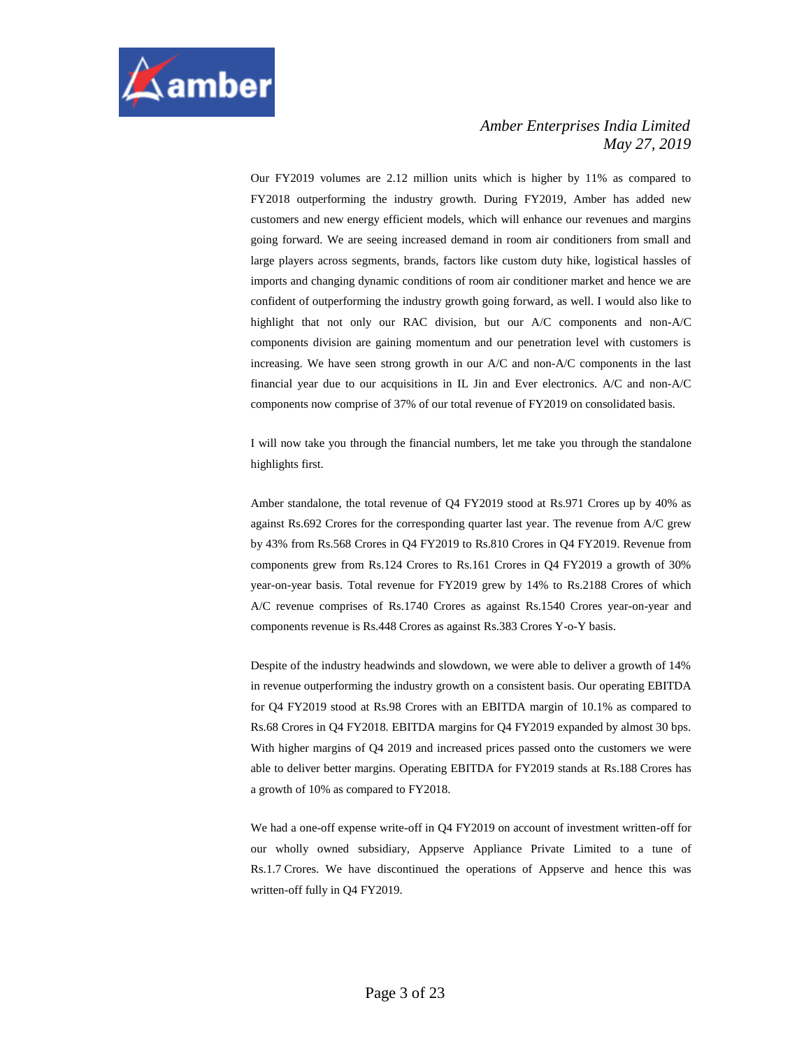Our FY2019 volumes are 2.12 million units which is higher by 11% as compared to FY2018 outperforming the industry growth. During FY2019, Amber has added new customers and new energy efficient models, which will enhance our revenues and margins going forward. We are seeing increased demand in room air conditioners from small and large players across segments, brands, factors like custom duty hike, logistical hassles of imports and changing dynamic conditions of room air conditioner market and hence we are confident of outperforming the industry growth going forward, as well. I would also like to highlight that not only our RAC division, but our A/C components and non-A/C components division are gaining momentum and our penetration level with customers is increasing. We have seen strong growth in our A/C and non-A/C components in the last financial year due to our acquisitions in IL Jin and Ever electronics. A/C and non-A/C components now comprise of 37% of our total revenue of FY2019 on consolidated basis.

I will now take you through the financial numbers, let me take you through the standalone highlights first.

Amber standalone, the total revenue of Q4 FY2019 stood at Rs.971 Crores up by 40% as against Rs.692 Crores for the corresponding quarter last year. The revenue from A/C grew by 43% from Rs.568 Crores in Q4 FY2019 to Rs.810 Crores in Q4 FY2019. Revenue from components grew from Rs.124 Crores to Rs.161 Crores in Q4 FY2019 a growth of 30% year-on-year basis. Total revenue for FY2019 grew by 14% to Rs.2188 Crores of which A/C revenue comprises of Rs.1740 Crores as against Rs.1540 Crores year-on-year and components revenue is Rs.448 Crores as against Rs.383 Crores Y-o-Y basis.

Despite of the industry headwinds and slowdown, we were able to deliver a growth of 14% in revenue outperforming the industry growth on a consistent basis. Our operating EBITDA for Q4 FY2019 stood at Rs.98 Crores with an EBITDA margin of 10.1% as compared to Rs.68 Crores in Q4 FY2018. EBITDA margins for Q4 FY2019 expanded by almost 30 bps. With higher margins of Q4 2019 and increased prices passed onto the customers we were able to deliver better margins. Operating EBITDA for FY2019 stands at Rs.188 Crores has a growth of 10% as compared to FY2018.

We had a one-off expense write-off in Q4 FY2019 on account of investment written-off for our wholly owned subsidiary, Appserve Appliance Private Limited to a tune of Rs.1.7 Crores. We have discontinued the operations of Appserve and hence this was written-off fully in Q4 FY2019.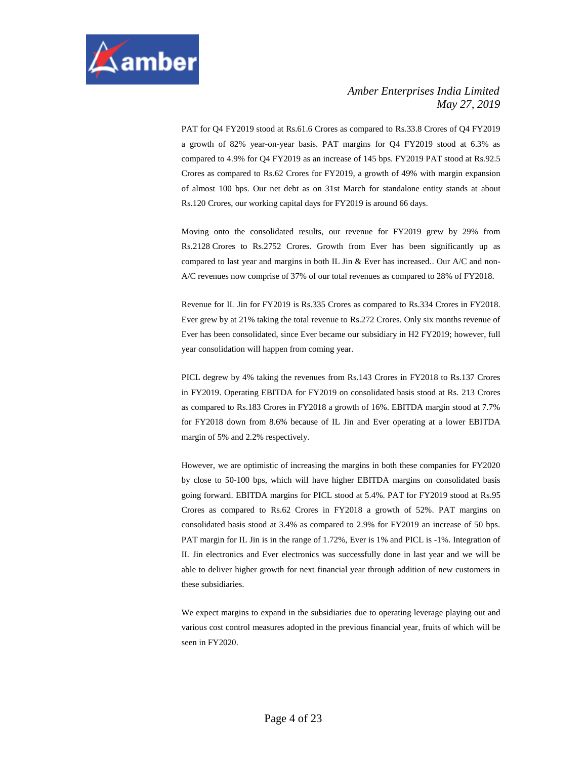PAT for Q4 FY2019 stood at Rs.61.6 Crores as compared to Rs.33.8 Crores of Q4 FY2019 a growth of 82% year-on-year basis. PAT margins for Q4 FY2019 stood at 6.3% as compared to 4.9% for Q4 FY2019 as an increase of 145 bps. FY2019 PAT stood at Rs.92.5 Crores as compared to Rs.62 Crores for FY2019, a growth of 49% with margin expansion of almost 100 bps. Our net debt as on 31st March for standalone entity stands at about Rs.120 Crores, our working capital days for FY2019 is around 66 days.

Moving onto the consolidated results, our revenue for FY2019 grew by 29% from Rs.2128 Crores to Rs.2752 Crores. Growth from Ever has been significantly up as compared to last year and margins in both IL Jin & Ever has increased.. Our A/C and non-A/C revenues now comprise of 37% of our total revenues as compared to 28% of FY2018.

Revenue for IL Jin for FY2019 is Rs.335 Crores as compared to Rs.334 Crores in FY2018. Ever grew by at 21% taking the total revenue to Rs.272 Crores. Only six months revenue of Ever has been consolidated, since Ever became our subsidiary in H2 FY2019; however, full year consolidation will happen from coming year.

PICL degrew by 4% taking the revenues from Rs.143 Crores in FY2018 to Rs.137 Crores in FY2019. Operating EBITDA for FY2019 on consolidated basis stood at Rs. 213 Crores as compared to Rs.183 Crores in FY2018 a growth of 16%. EBITDA margin stood at 7.7% for FY2018 down from 8.6% because of IL Jin and Ever operating at a lower EBITDA margin of 5% and 2.2% respectively.

However, we are optimistic of increasing the margins in both these companies for FY2020 by close to 50-100 bps, which will have higher EBITDA margins on consolidated basis going forward. EBITDA margins for PICL stood at 5.4%. PAT for FY2019 stood at Rs.95 Crores as compared to Rs.62 Crores in FY2018 a growth of 52%. PAT margins on consolidated basis stood at 3.4% as compared to 2.9% for FY2019 an increase of 50 bps. PAT margin for IL Jin is in the range of 1.72%, Ever is 1% and PICL is -1%. Integration of IL Jin electronics and Ever electronics was successfully done in last year and we will be able to deliver higher growth for next financial year through addition of new customers in these subsidiaries.

We expect margins to expand in the subsidiaries due to operating leverage playing out and various cost control measures adopted in the previous financial year, fruits of which will be seen in FY2020.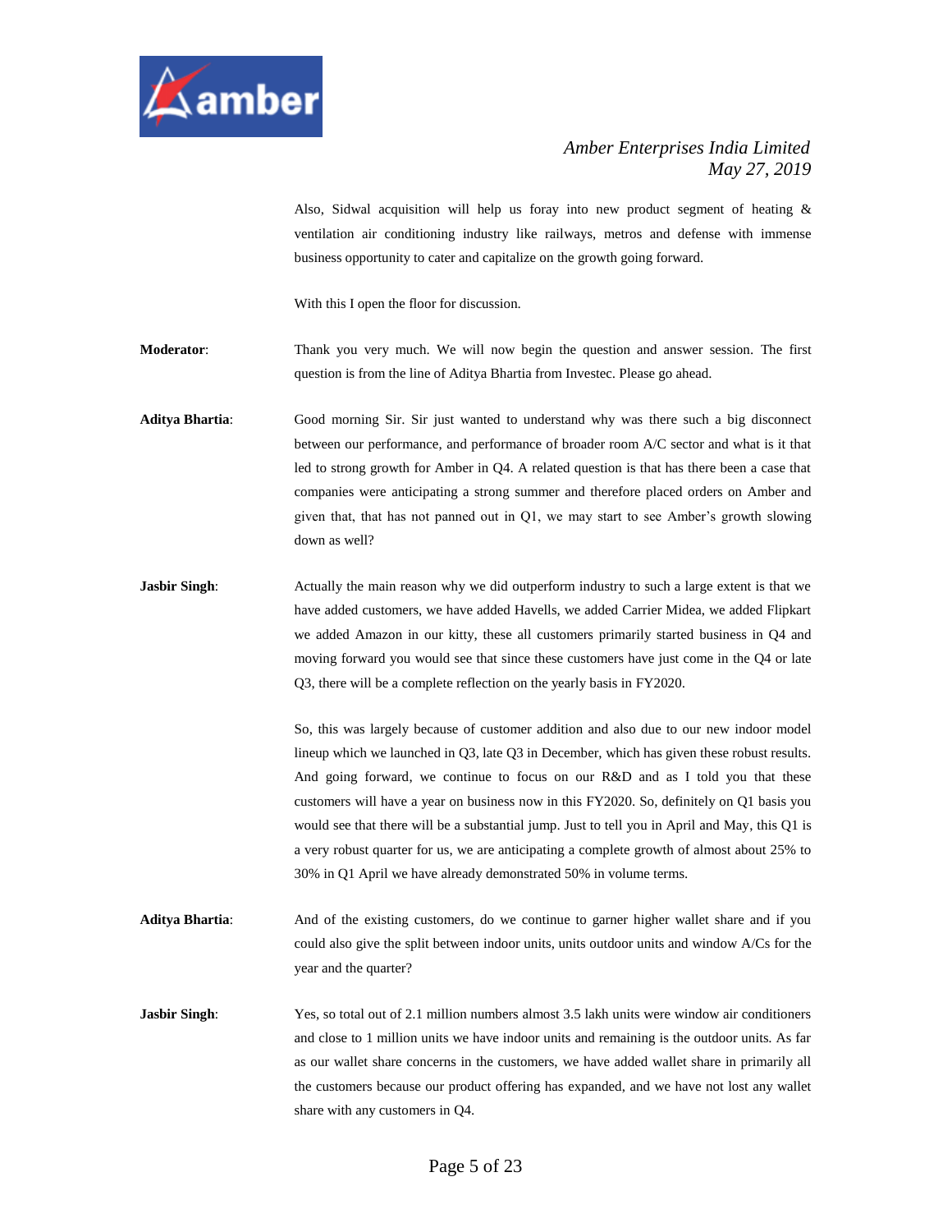Also, Sidwal acquisition will help us foray into new product segment of heating & ventilation air conditioning industry like railways, metros and defense with immense business opportunity to cater and capitalize on the growth going forward.

With this I open the floor for discussion.

**Moderator**: Thank you very much. We will now begin the question and answer session. The first question is from the line of Aditya Bhartia from Investec. Please go ahead.

**Aditya Bhartia**: Good morning Sir. Sir just wanted to understand why was there such a big disconnect between our performance, and performance of broader room A/C sector and what is it that led to strong growth for Amber in Q4. A related question is that has there been a case that companies were anticipating a strong summer and therefore placed orders on Amber and given that, that has not panned out in Q1, we may start to see Amber's growth slowing down as well?

**Jasbir Singh**: Actually the main reason why we did outperform industry to such a large extent is that we have added customers, we have added Havells, we added Carrier Midea, we added Flipkart we added Amazon in our kitty, these all customers primarily started business in Q4 and moving forward you would see that since these customers have just come in the Q4 or late Q3, there will be a complete reflection on the yearly basis in FY2020.

So, this was largely because of customer addition and also due to our new indoor model lineup which we launched in Q3, late Q3 in December, which has given these robust results. And going forward, we continue to focus on our R&D and as I told you that these customers will have a year on business now in this FY2020. So, definitely on Q1 basis you would see that there will be a substantial jump. Just to tell you in April and May, this Q1 is a very robust quarter for us, we are anticipating a complete growth of almost about 25% to 30% in Q1 April we have already demonstrated 50% in volume terms.

**Aditya Bhartia**: And of the existing customers, do we continue to garner higher wallet share and if you could also give the split between indoor units, units outdoor units and window A/Cs for the year and the quarter?

**Jasbir Singh**: Yes, so total out of 2.1 million numbers almost 3.5 lakh units were window air conditioners and close to 1 million units we have indoor units and remaining is the outdoor units. As far as our wallet share concerns in the customers, we have added wallet share in primarily all the customers because our product offering has expanded, and we have not lost any wallet share with any customers in Q4.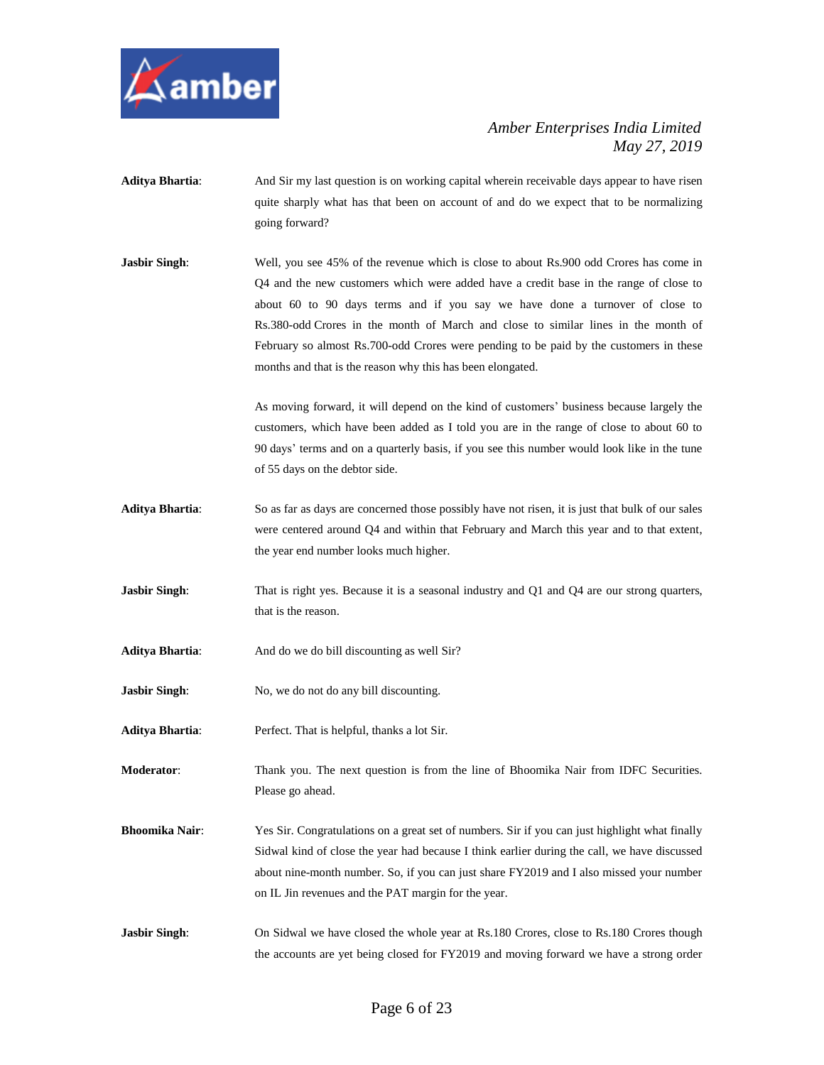**Aditya Bhartia**: And Sir my last question is on working capital wherein receivable days appear to have risen quite sharply what has that been on account of and do we expect that to be normalizing going forward?

**Jasbir Singh**: Well, you see 45% of the revenue which is close to about Rs.900 odd Crores has come in Q4 and the new customers which were added have a credit base in the range of close to about 60 to 90 days terms and if you say we have done a turnover of close to Rs.380-odd Crores in the month of March and close to similar lines in the month of February so almost Rs.700-odd Crores were pending to be paid by the customers in these months and that is the reason why this has been elongated.

As moving forward, it will depend on the kind of customers' business because largely the customers, which have been added as I told you are in the range of close to about 60 to 90 days' terms and on a quarterly basis, if you see this number would look like in the tune of 55 days on the debtor side.

**Aditya Bhartia**: So as far as days are concerned those possibly have not risen, it is just that bulk of our sales were centered around Q4 and within that February and March this year and to that extent, the year end number looks much higher.

**Jasbir Singh**: That is right yes. Because it is a seasonal industry and Q1 and Q4 are our strong quarters, that is the reason.

**Aditya Bhartia**: And do we do bill discounting as well Sir?

**Jasbir Singh**: No, we do not do any bill discounting.

**Aditya Bhartia**: Perfect. That is helpful, thanks a lot Sir.

**Moderator**: Thank you. The next question is from the line of Bhoomika Nair from IDFC Securities. Please go ahead.

**Bhoomika Nair**: Yes Sir. Congratulations on a great set of numbers. Sir if you can just highlight what finally Sidwal kind of close the year had because I think earlier during the call, we have discussed about nine-month number. So, if you can just share FY2019 and I also missed your number on IL Jin revenues and the PAT margin for the year.

**Jasbir Singh**: On Sidwal we have closed the whole year at Rs.180 Crores, close to Rs.180 Crores though the accounts are yet being closed for FY2019 and moving forward we have a strong order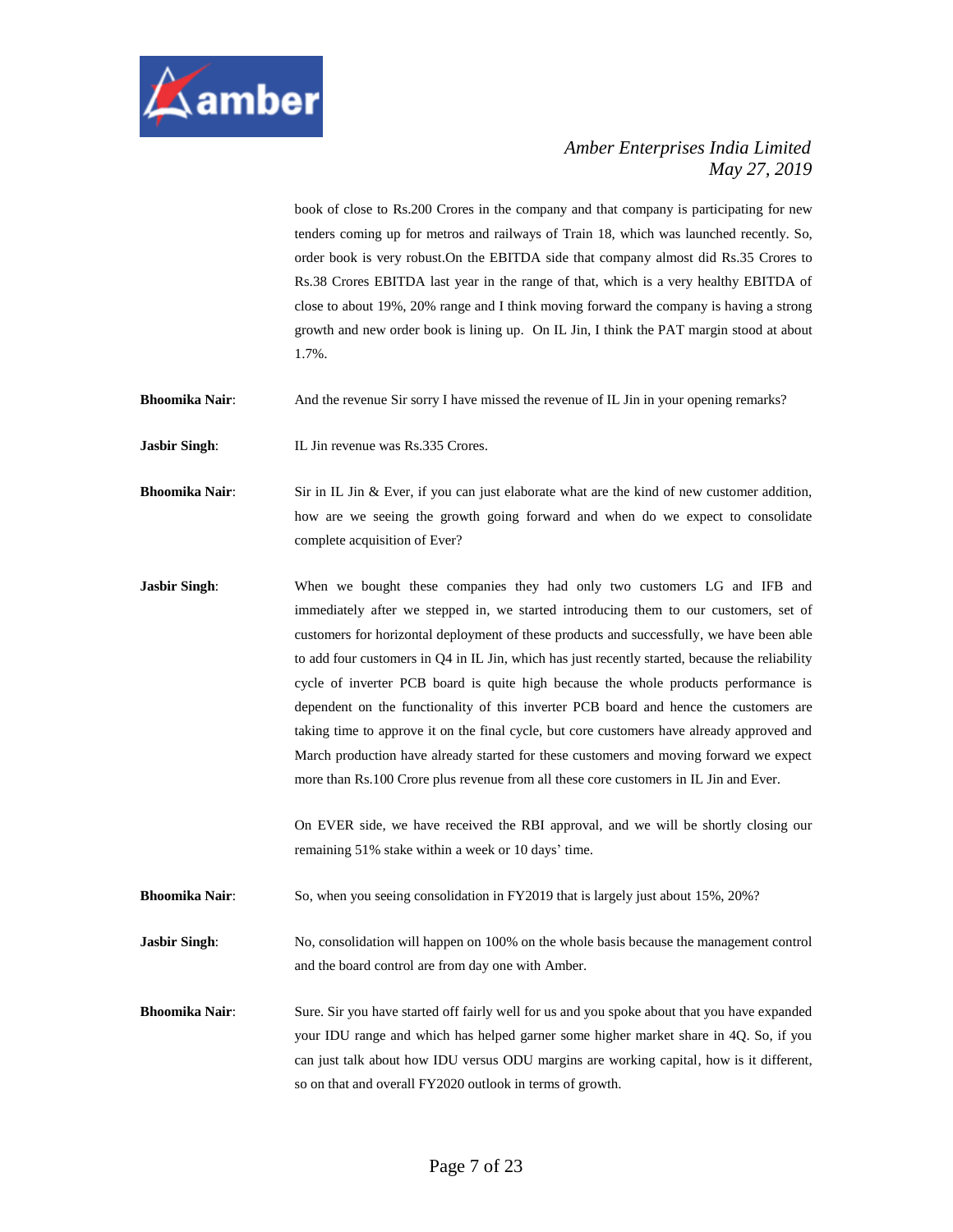book of close to Rs.200 Crores in the company and that company is participating for new tenders coming up for metros and railways of Train 18, which was launched recently. So, order book is very robust.On the EBITDA side that company almost did Rs.35 Crores to Rs.38 Crores EBITDA last year in the range of that, which is a very healthy EBITDA of close to about 19%, 20% range and I think moving forward the company is having a strong growth and new order book is lining up. On IL Jin, I think the PAT margin stood at about 1.7%.

**Bhoomika Nair**: And the revenue Sir sorry I have missed the revenue of IL Jin in your opening remarks?

**Jasbir Singh**: IL Jin revenue was Rs.335 Crores.

**Bhoomika Nair**: Sir in IL Jin & Ever, if you can just elaborate what are the kind of new customer addition, how are we seeing the growth going forward and when do we expect to consolidate complete acquisition of Ever?

**Jasbir Singh**: When we bought these companies they had only two customers LG and IFB and immediately after we stepped in, we started introducing them to our customers, set of customers for horizontal deployment of these products and successfully, we have been able to add four customers in Q4 in IL Jin, which has just recently started, because the reliability cycle of inverter PCB board is quite high because the whole products performance is dependent on the functionality of this inverter PCB board and hence the customers are taking time to approve it on the final cycle, but core customers have already approved and March production have already started for these customers and moving forward we expect more than Rs.100 Crore plus revenue from all these core customers in IL Jin and Ever.

On EVER side, we have received the RBI approval, and we will be shortly closing our remaining 51% stake within a week or 10 days' time.

**Bhoomika Nair**: So, when you seeing consolidation in FY2019 that is largely just about 15%, 20%?

**Jasbir Singh**: No, consolidation will happen on 100% on the whole basis because the management control and the board control are from day one with Amber.

**Bhoomika Nair**: Sure. Sir you have started off fairly well for us and you spoke about that you have expanded your IDU range and which has helped garner some higher market share in 4Q. So, if you can just talk about how IDU versus ODU margins are working capital, how is it different, so on that and overall FY2020 outlook in terms of growth.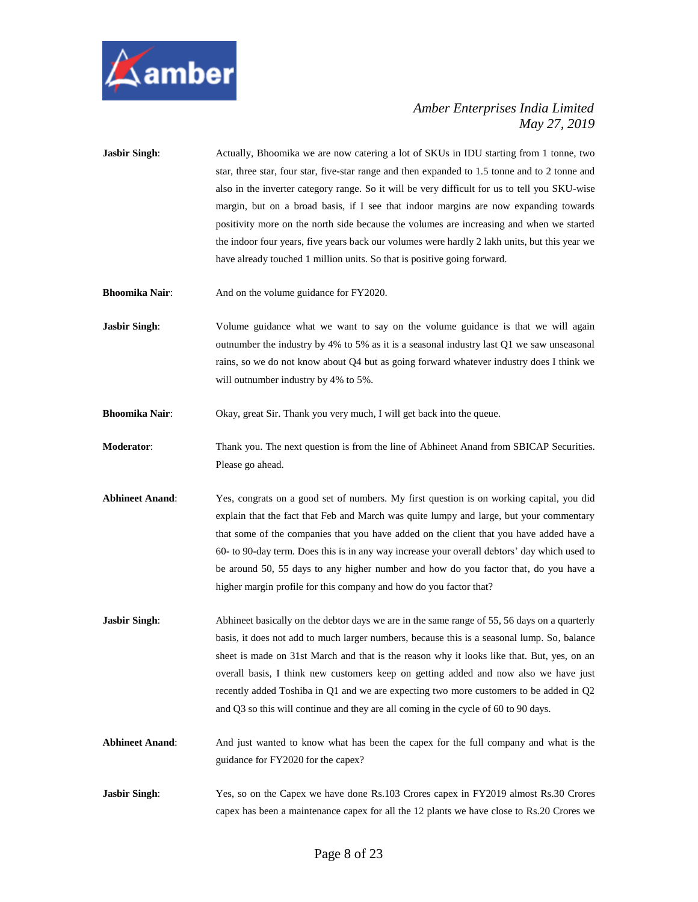**Jasbir Singh**: Actually, Bhoomika we are now catering a lot of SKUs in IDU starting from 1 tonne, two star, three star, four star, five-star range and then expanded to 1.5 tonne and to 2 tonne and also in the inverter category range. So it will be very difficult for us to tell you SKU-wise margin, but on a broad basis, if I see that indoor margins are now expanding towards positivity more on the north side because the volumes are increasing and when we started the indoor four years, five years back our volumes were hardly 2 lakh units, but this year we have already touched 1 million units. So that is positive going forward.

**Bhoomika Nair**: And on the volume guidance for FY2020.

**Jasbir Singh**: Volume guidance what we want to say on the volume guidance is that we will again outnumber the industry by 4% to 5% as it is a seasonal industry last Q1 we saw unseasonal rains, so we do not know about Q4 but as going forward whatever industry does I think we will outnumber industry by 4% to 5%.

**Bhoomika Nair**: Okay, great Sir. Thank you very much, I will get back into the queue.

**Moderator**: Thank you. The next question is from the line of Abhineet Anand from SBICAP Securities. Please go ahead.

**Abhineet Anand**: Yes, congrats on a good set of numbers. My first question is on working capital, you did explain that the fact that Feb and March was quite lumpy and large, but your commentary that some of the companies that you have added on the client that you have added have a 60- to 90-day term. Does this is in any way increase your overall debtors' day which used to be around 50, 55 days to any higher number and how do you factor that, do you have a higher margin profile for this company and how do you factor that?

**Jasbir Singh**: Abhineet basically on the debtor days we are in the same range of 55, 56 days on a quarterly basis, it does not add to much larger numbers, because this is a seasonal lump. So, balance sheet is made on 31st March and that is the reason why it looks like that. But, yes, on an overall basis, I think new customers keep on getting added and now also we have just recently added Toshiba in Q1 and we are expecting two more customers to be added in Q2 and Q3 so this will continue and they are all coming in the cycle of 60 to 90 days.

**Abhineet Anand**: And just wanted to know what has been the capex for the full company and what is the guidance for FY2020 for the capex?

**Jasbir Singh**: Yes, so on the Capex we have done Rs.103 Crores capex in FY2019 almost Rs.30 Crores capex has been a maintenance capex for all the 12 plants we have close to Rs.20 Crores we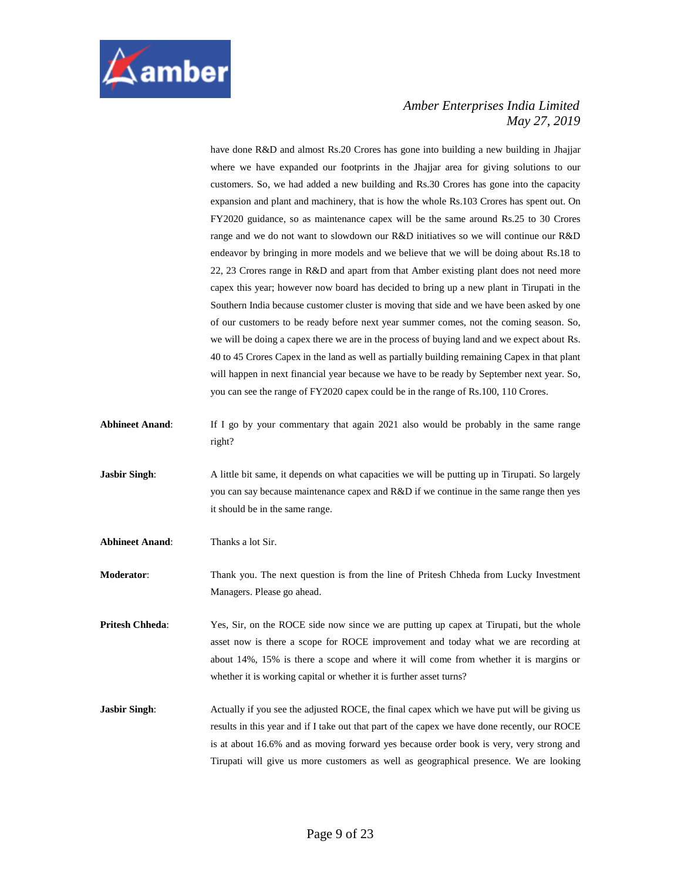have done R&D and almost Rs.20 Crores has gone into building a new building in Jhajjar where we have expanded our footprints in the Jhajjar area for giving solutions to our customers. So, we had added a new building and Rs.30 Crores has gone into the capacity expansion and plant and machinery, that is how the whole Rs.103 Crores has spent out. On FY2020 guidance, so as maintenance capex will be the same around Rs.25 to 30 Crores range and we do not want to slowdown our R&D initiatives so we will continue our R&D endeavor by bringing in more models and we believe that we will be doing about Rs.18 to 22, 23 Crores range in R&D and apart from that Amber existing plant does not need more capex this year; however now board has decided to bring up a new plant in Tirupati in the Southern India because customer cluster is moving that side and we have been asked by one of our customers to be ready before next year summer comes, not the coming season. So, we will be doing a capex there we are in the process of buying land and we expect about Rs. 40 to 45 Crores Capex in the land as well as partially building remaining Capex in that plant will happen in next financial year because we have to be ready by September next year. So, you can see the range of FY2020 capex could be in the range of Rs.100, 110 Crores.

**Abhineet Anand**: If I go by your commentary that again 2021 also would be probably in the same range right?

**Jasbir Singh**: A little bit same, it depends on what capacities we will be putting up in Tirupati. So largely you can say because maintenance capex and R&D if we continue in the same range then yes it should be in the same range.

**Abhineet Anand**: Thanks a lot Sir.

**Moderator**: Thank you. The next question is from the line of Pritesh Chheda from Lucky Investment Managers. Please go ahead.

**Pritesh Chheda**: Yes, Sir, on the ROCE side now since we are putting up capex at Tirupati, but the whole asset now is there a scope for ROCE improvement and today what we are recording at about 14%, 15% is there a scope and where it will come from whether it is margins or whether it is working capital or whether it is further asset turns?

**Jasbir Singh**: Actually if you see the adjusted ROCE, the final capex which we have put will be giving us results in this year and if I take out that part of the capex we have done recently, our ROCE is at about 16.6% and as moving forward yes because order book is very, very strong and Tirupati will give us more customers as well as geographical presence. We are looking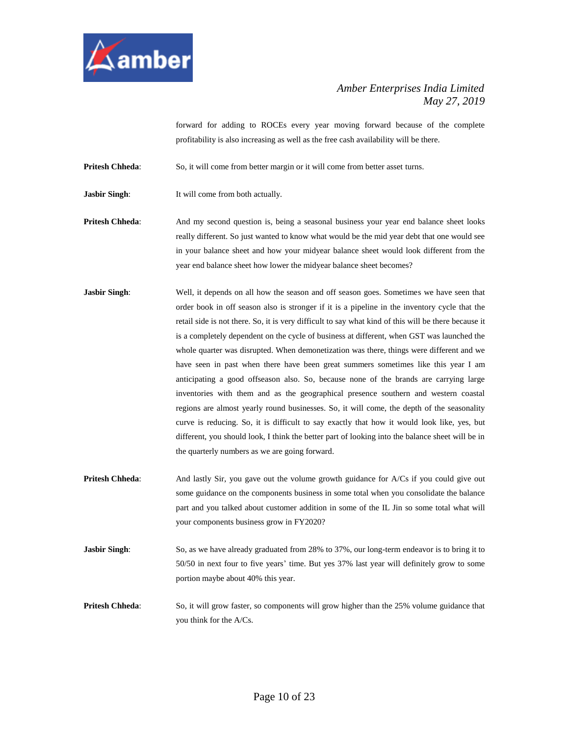forward for adding to ROCEs every year moving forward because of the complete profitability is also increasing as well as the free cash availability will be there.

**Pritesh Chheda**: So, it will come from better margin or it will come from better asset turns.

**Jasbir Singh**: It will come from both actually.

**Pritesh Chheda**: And my second question is, being a seasonal business your year end balance sheet looks really different. So just wanted to know what would be the mid year debt that one would see in your balance sheet and how your midyear balance sheet would look different from the year end balance sheet how lower the midyear balance sheet becomes?

**Jasbir Singh**: Well, it depends on all how the season and off season goes. Sometimes we have seen that order book in off season also is stronger if it is a pipeline in the inventory cycle that the retail side is not there. So, it is very difficult to say what kind of this will be there because it is a completely dependent on the cycle of business at different, when GST was launched the whole quarter was disrupted. When demonetization was there, things were different and we have seen in past when there have been great summers sometimes like this year I am anticipating a good offseason also. So, because none of the brands are carrying large inventories with them and as the geographical presence southern and western coastal regions are almost yearly round businesses. So, it will come, the depth of the seasonality curve is reducing. So, it is difficult to say exactly that how it would look like, yes, but different, you should look, I think the better part of looking into the balance sheet will be in the quarterly numbers as we are going forward.

**Pritesh Chheda**: And lastly Sir, you gave out the volume growth guidance for A/Cs if you could give out some guidance on the components business in some total when you consolidate the balance part and you talked about customer addition in some of the IL Jin so some total what will your components business grow in FY2020?

**Jasbir Singh**: So, as we have already graduated from 28% to 37%, our long-term endeavor is to bring it to 50/50 in next four to five years' time. But yes 37% last year will definitely grow to some portion maybe about 40% this year.

**Pritesh Chheda**: So, it will grow faster, so components will grow higher than the 25% volume guidance that you think for the A/Cs.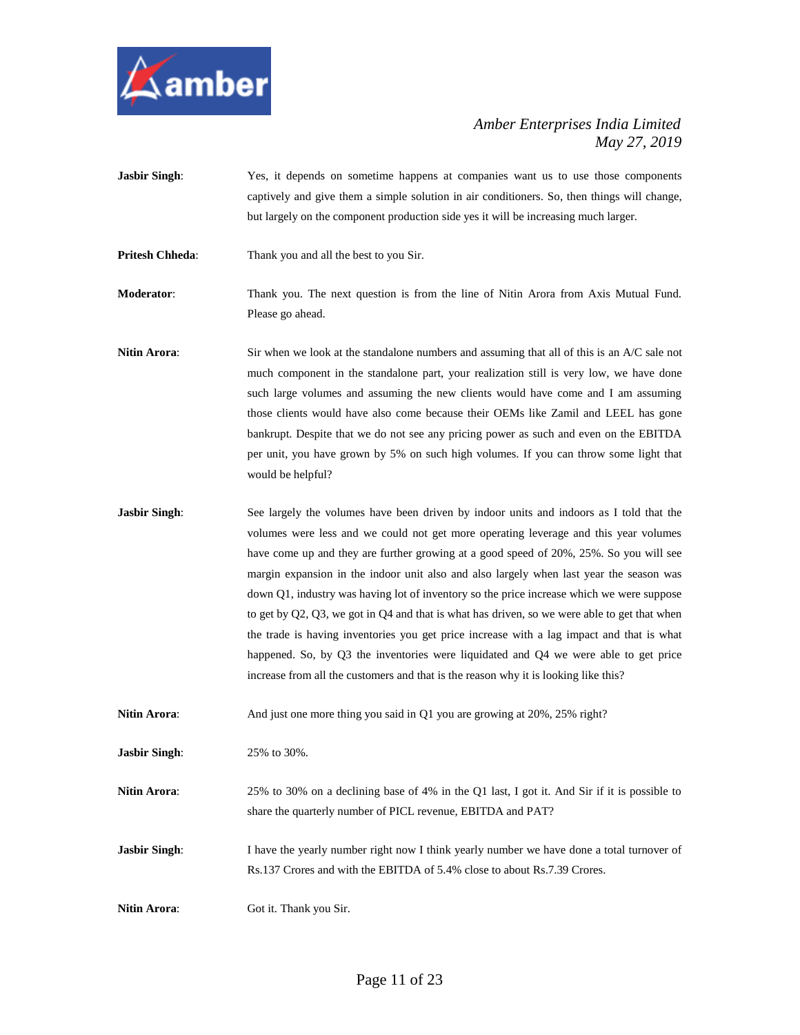**Jasbir Singh**: Yes, it depends on sometime happens at companies want us to use those components captively and give them a simple solution in air conditioners. So, then things will change, but largely on the component production side yes it will be increasing much larger.

**Pritesh Chheda**: Thank you and all the best to you Sir.

**Moderator**: Thank you. The next question is from the line of Nitin Arora from Axis Mutual Fund. Please go ahead.

**Nitin Arora**: Sir when we look at the standalone numbers and assuming that all of this is an A/C sale not much component in the standalone part, your realization still is very low, we have done such large volumes and assuming the new clients would have come and I am assuming those clients would have also come because their OEMs like Zamil and LEEL has gone bankrupt. Despite that we do not see any pricing power as such and even on the EBITDA per unit, you have grown by 5% on such high volumes. If you can throw some light that would be helpful?

**Jasbir Singh**: See largely the volumes have been driven by indoor units and indoors as I told that the volumes were less and we could not get more operating leverage and this year volumes have come up and they are further growing at a good speed of 20%, 25%. So you will see margin expansion in the indoor unit also and also largely when last year the season was down Q1, industry was having lot of inventory so the price increase which we were suppose to get by Q2, Q3, we got in Q4 and that is what has driven, so we were able to get that when the trade is having inventories you get price increase with a lag impact and that is what happened. So, by Q3 the inventories were liquidated and Q4 we were able to get price increase from all the customers and that is the reason why it is looking like this?

**Nitin Arora**: And just one more thing you said in Q1 you are growing at 20%, 25% right?

**Jasbir Singh**: 25% to 30%.

**Nitin Arora**: 25% to 30% on a declining base of 4% in the Q1 last, I got it. And Sir if it is possible to share the quarterly number of PICL revenue, EBITDA and PAT?

**Jasbir Singh**: I have the yearly number right now I think yearly number we have done a total turnover of Rs.137 Crores and with the EBITDA of 5.4% close to about Rs.7.39 Crores.

**Nitin Arora**: Got it. Thank you Sir.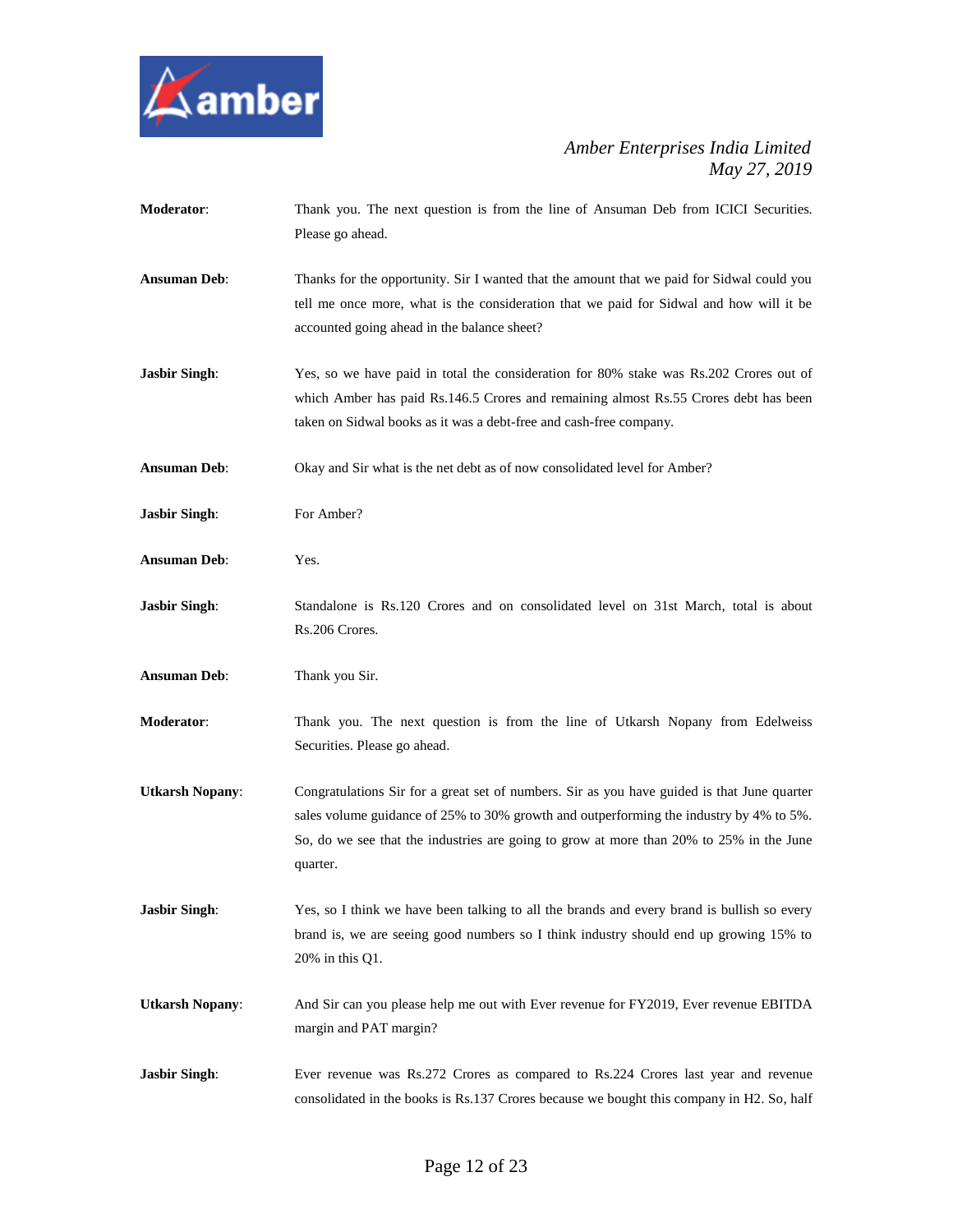**Moderator**: Thank you. The next question is from the line of Ansuman Deb from ICICI Securities. Please go ahead.

**Ansuman Deb**: Thanks for the opportunity. Sir I wanted that the amount that we paid for Sidwal could you tell me once more, what is the consideration that we paid for Sidwal and how will it be accounted going ahead in the balance sheet?

**Jasbir Singh**: Yes, so we have paid in total the consideration for 80% stake was Rs.202 Crores out of which Amber has paid Rs.146.5 Crores and remaining almost Rs.55 Crores debt has been taken on Sidwal books as it was a debt-free and cash-free company.

**Ansuman Deb**: Okay and Sir what is the net debt as of now consolidated level for Amber?

**Jasbir Singh**: For Amber?

**Ansuman Deb**: Yes.

**Jasbir Singh**: Standalone is Rs.120 Crores and on consolidated level on 31st March, total is about Rs.206 Crores.

**Ansuman Deb**: Thank you Sir.

**Moderator**: Thank you. The next question is from the line of Utkarsh Nopany from Edelweiss Securities. Please go ahead.

**Utkarsh Nopany**: Congratulations Sir for a great set of numbers. Sir as you have guided is that June quarter sales volume guidance of 25% to 30% growth and outperforming the industry by 4% to 5%. So, do we see that the industries are going to grow at more than 20% to 25% in the June quarter.

**Jasbir Singh**: Yes, so I think we have been talking to all the brands and every brand is bullish so every brand is, we are seeing good numbers so I think industry should end up growing 15% to 20% in this Q1.

**Utkarsh Nopany**: And Sir can you please help me out with Ever revenue for FY2019, Ever revenue EBITDA margin and PAT margin?

**Jasbir Singh**: Ever revenue was Rs.272 Crores as compared to Rs.224 Crores last year and revenue consolidated in the books is Rs.137 Crores because we bought this company in H2. So, half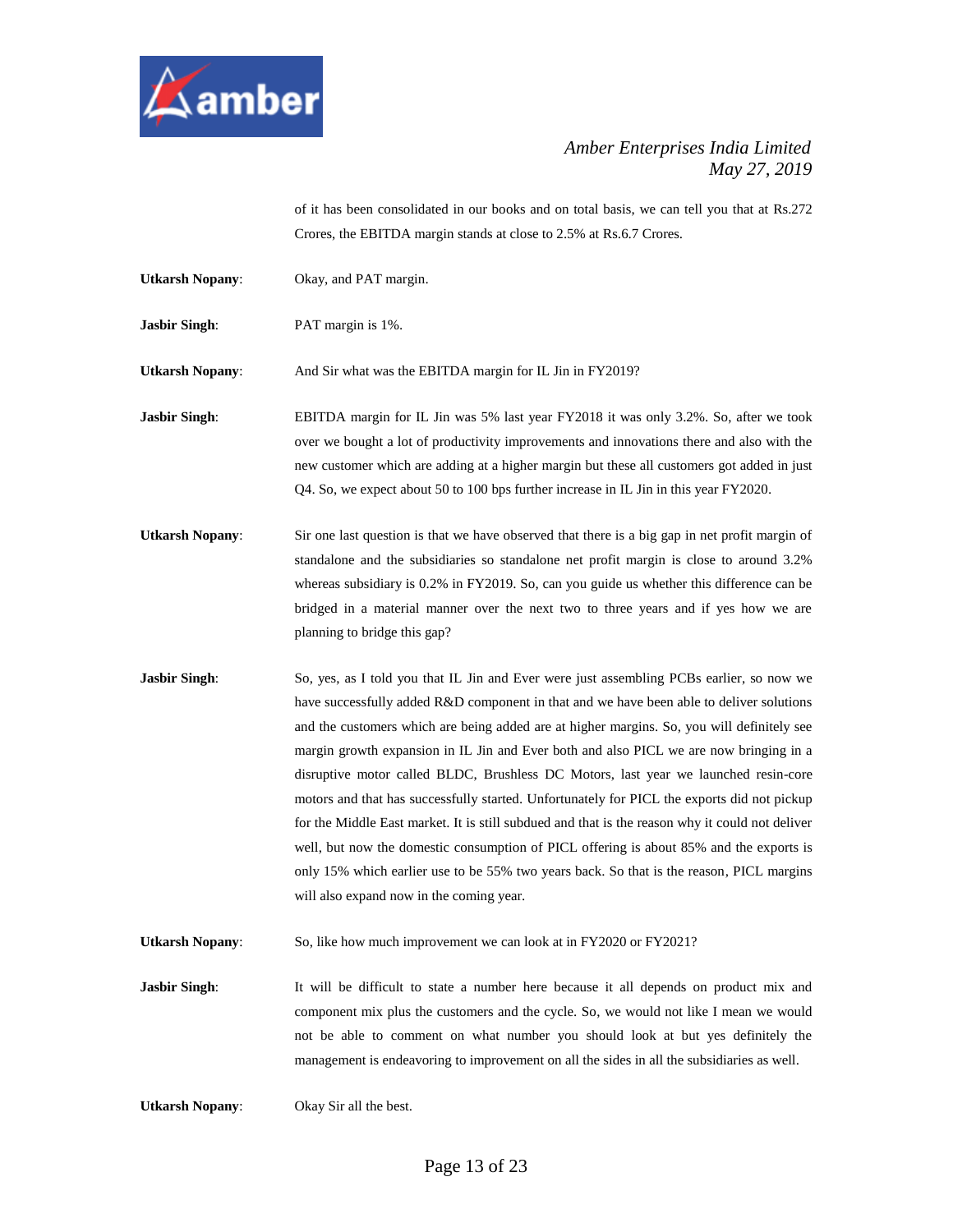of it has been consolidated in our books and on total basis, we can tell you that at Rs.272 Crores, the EBITDA margin stands at close to 2.5% at Rs.6.7 Crores.

**Utkarsh Nopany**: Okay, and PAT margin.

**Jasbir Singh**: PAT margin is 1%.

**Utkarsh Nopany**: And Sir what was the EBITDA margin for IL Jin in FY2019?

**Jasbir Singh**: EBITDA margin for IL Jin was 5% last year FY2018 it was only 3.2%. So, after we took over we bought a lot of productivity improvements and innovations there and also with the new customer which are adding at a higher margin but these all customers got added in just Q4. So, we expect about 50 to 100 bps further increase in IL Jin in this year FY2020.

**Utkarsh Nopany**: Sir one last question is that we have observed that there is a big gap in net profit margin of standalone and the subsidiaries so standalone net profit margin is close to around 3.2% whereas subsidiary is 0.2% in FY2019. So, can you guide us whether this difference can be bridged in a material manner over the next two to three years and if yes how we are planning to bridge this gap?

**Jasbir Singh**: So, yes, as I told you that IL Jin and Ever were just assembling PCBs earlier, so now we have successfully added R&D component in that and we have been able to deliver solutions and the customers which are being added are at higher margins. So, you will definitely see margin growth expansion in IL Jin and Ever both and also PICL we are now bringing in a disruptive motor called BLDC, Brushless DC Motors, last year we launched resin-core motors and that has successfully started. Unfortunately for PICL the exports did not pickup for the Middle East market. It is still subdued and that is the reason why it could not deliver well, but now the domestic consumption of PICL offering is about 85% and the exports is only 15% which earlier use to be 55% two years back. So that is the reason, PICL margins will also expand now in the coming year.

**Utkarsh Nopany**: So, like how much improvement we can look at in FY2020 or FY2021?

**Jasbir Singh**: It will be difficult to state a number here because it all depends on product mix and component mix plus the customers and the cycle. So, we would not like I mean we would not be able to comment on what number you should look at but yes definitely the management is endeavoring to improvement on all the sides in all the subsidiaries as well.

**Utkarsh Nopany**: Okay Sir all the best.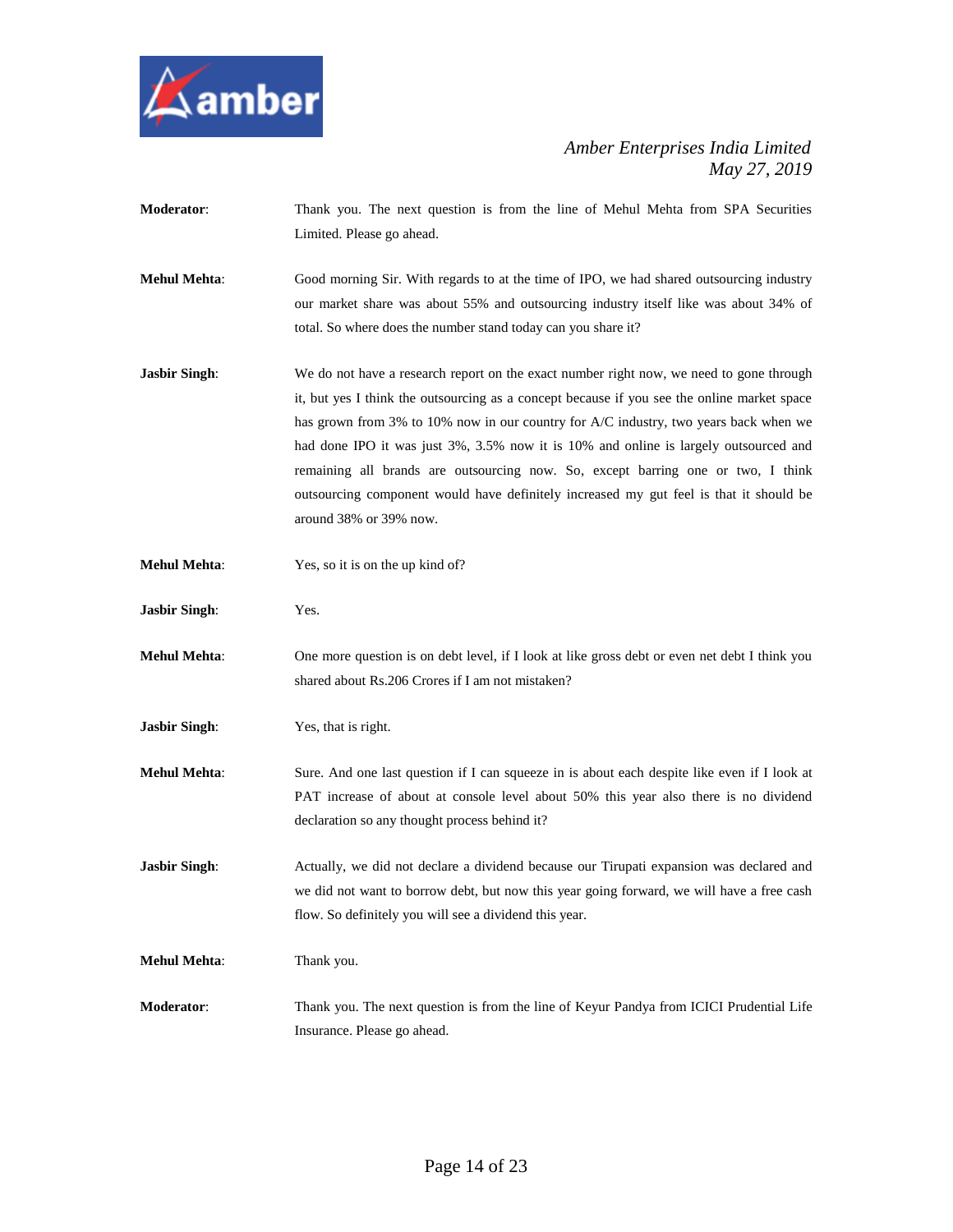**Moderator**: Thank you. The next question is from the line of Mehul Mehta from SPA Securities Limited. Please go ahead.

**Mehul Mehta**: Good morning Sir. With regards to at the time of IPO, we had shared outsourcing industry our market share was about 55% and outsourcing industry itself like was about 34% of total. So where does the number stand today can you share it?

**Jasbir Singh**: We do not have a research report on the exact number right now, we need to gone through it, but yes I think the outsourcing as a concept because if you see the online market space has grown from 3% to 10% now in our country for A/C industry, two years back when we had done IPO it was just 3%, 3.5% now it is 10% and online is largely outsourced and remaining all brands are outsourcing now. So, except barring one or two, I think outsourcing component would have definitely increased my gut feel is that it should be around 38% or 39% now.

**Mehul Mehta**: Yes, so it is on the up kind of?

**Jasbir Singh**: Yes.

**Mehul Mehta**: One more question is on debt level, if I look at like gross debt or even net debt I think you shared about Rs.206 Crores if I am not mistaken?

**Jasbir Singh**: Yes, that is right.

**Mehul Mehta**: Sure. And one last question if I can squeeze in is about each despite like even if I look at PAT increase of about at console level about 50% this year also there is no dividend declaration so any thought process behind it?

**Jasbir Singh**: Actually, we did not declare a dividend because our Tirupati expansion was declared and we did not want to borrow debt, but now this year going forward, we will have a free cash flow. So definitely you will see a dividend this year.

**Mehul Mehta**: Thank you.

**Moderator**: Thank you. The next question is from the line of Keyur Pandya from ICICI Prudential Life Insurance. Please go ahead.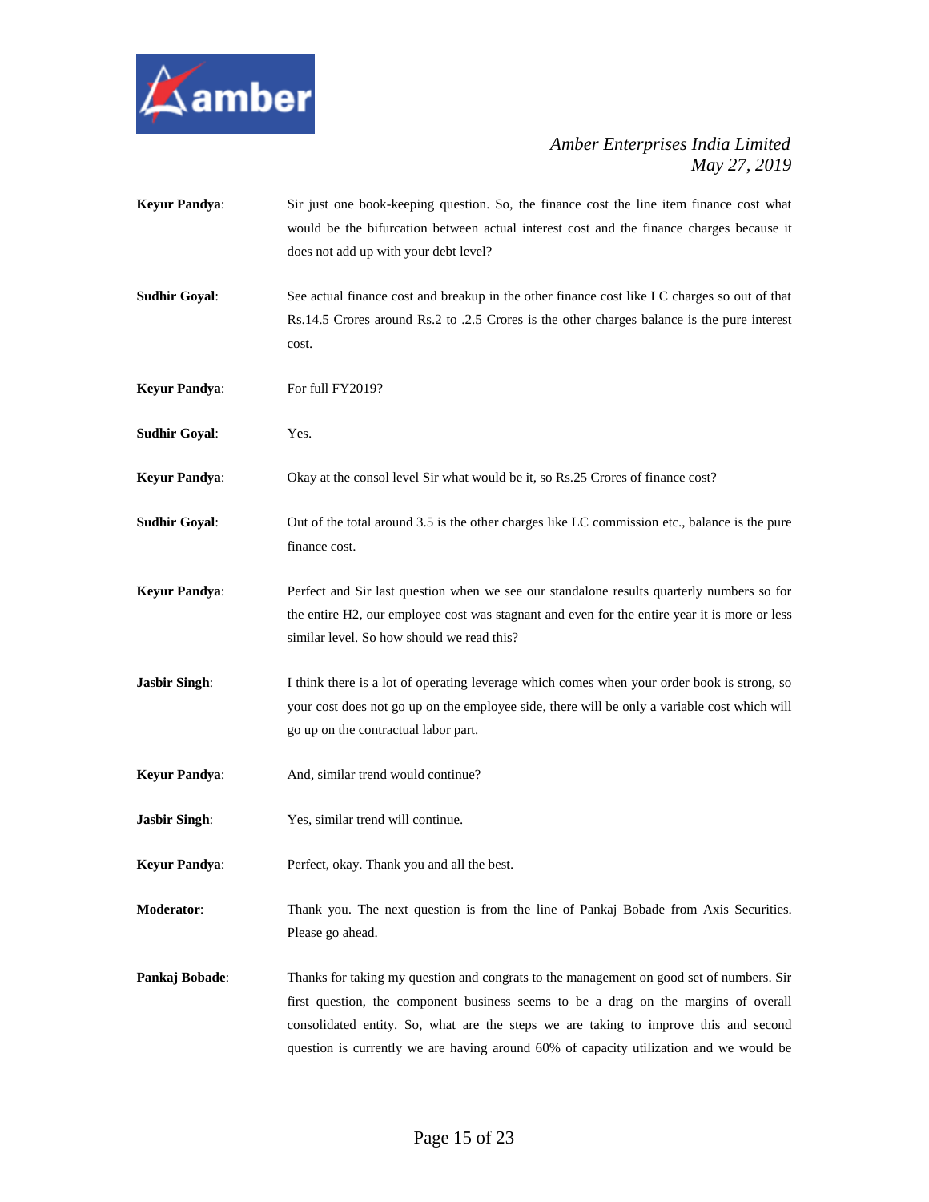**Keyur Pandya**: Sir just one book-keeping question. So, the finance cost the line item finance cost what would be the bifurcation between actual interest cost and the finance charges because it does not add up with your debt level?

**Sudhir Goyal**: See actual finance cost and breakup in the other finance cost like LC charges so out of that Rs.14.5 Crores around Rs.2 to .2.5 Crores is the other charges balance is the pure interest cost.

**Keyur Pandya**: For full FY2019?

**Sudhir Goyal**: Yes.

**Keyur Pandya**: Okay at the consol level Sir what would be it, so Rs.25 Crores of finance cost?

**Sudhir Goyal**: Out of the total around 3.5 is the other charges like LC commission etc., balance is the pure finance cost.

**Keyur Pandya**: Perfect and Sir last question when we see our standalone results quarterly numbers so for the entire H2, our employee cost was stagnant and even for the entire year it is more or less similar level. So how should we read this?

**Jasbir Singh**: I think there is a lot of operating leverage which comes when your order book is strong, so your cost does not go up on the employee side, there will be only a variable cost which will go up on the contractual labor part.

**Keyur Pandya**: And, similar trend would continue?

**Jasbir Singh**: Yes, similar trend will continue.

**Keyur Pandya**: Perfect, okay. Thank you and all the best.

**Moderator**: Thank you. The next question is from the line of Pankaj Bobade from Axis Securities. Please go ahead.

**Pankaj Bobade**: Thanks for taking my question and congrats to the management on good set of numbers. Sir first question, the component business seems to be a drag on the margins of overall consolidated entity. So, what are the steps we are taking to improve this and second question is currently we are having around 60% of capacity utilization and we would be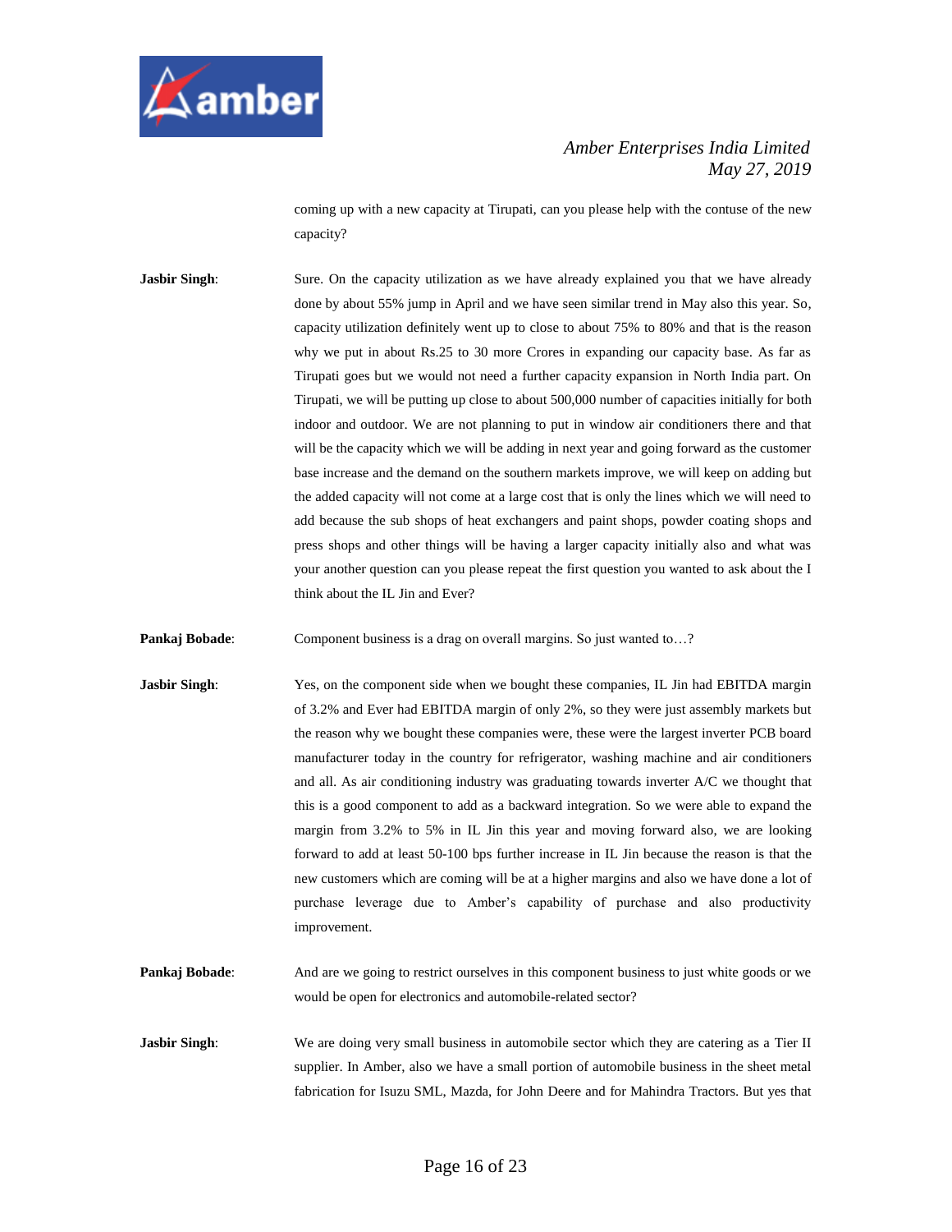coming up with a new capacity at Tirupati, can you please help with the contuse of the new capacity?

**Jasbir Singh**: Sure. On the capacity utilization as we have already explained you that we have already done by about 55% jump in April and we have seen similar trend in May also this year. So, capacity utilization definitely went up to close to about 75% to 80% and that is the reason why we put in about Rs.25 to 30 more Crores in expanding our capacity base. As far as Tirupati goes but we would not need a further capacity expansion in North India part. On Tirupati, we will be putting up close to about 500,000 number of capacities initially for both indoor and outdoor. We are not planning to put in window air conditioners there and that will be the capacity which we will be adding in next year and going forward as the customer base increase and the demand on the southern markets improve, we will keep on adding but the added capacity will not come at a large cost that is only the lines which we will need to add because the sub shops of heat exchangers and paint shops, powder coating shops and press shops and other things will be having a larger capacity initially also and what was your another question can you please repeat the first question you wanted to ask about the I think about the IL Jin and Ever?

**Pankaj Bobade**: Component business is a drag on overall margins. So just wanted to…?

**Jasbir Singh**: Yes, on the component side when we bought these companies, IL Jin had EBITDA margin of 3.2% and Ever had EBITDA margin of only 2%, so they were just assembly markets but the reason why we bought these companies were, these were the largest inverter PCB board manufacturer today in the country for refrigerator, washing machine and air conditioners and all. As air conditioning industry was graduating towards inverter A/C we thought that this is a good component to add as a backward integration. So we were able to expand the margin from 3.2% to 5% in IL Jin this year and moving forward also, we are looking forward to add at least 50-100 bps further increase in IL Jin because the reason is that the new customers which are coming will be at a higher margins and also we have done a lot of purchase leverage due to Amber's capability of purchase and also productivity improvement.

**Pankaj Bobade**: And are we going to restrict ourselves in this component business to just white goods or we would be open for electronics and automobile-related sector?

**Jasbir Singh**: We are doing very small business in automobile sector which they are catering as a Tier II supplier. In Amber, also we have a small portion of automobile business in the sheet metal fabrication for Isuzu SML, Mazda, for John Deere and for Mahindra Tractors. But yes that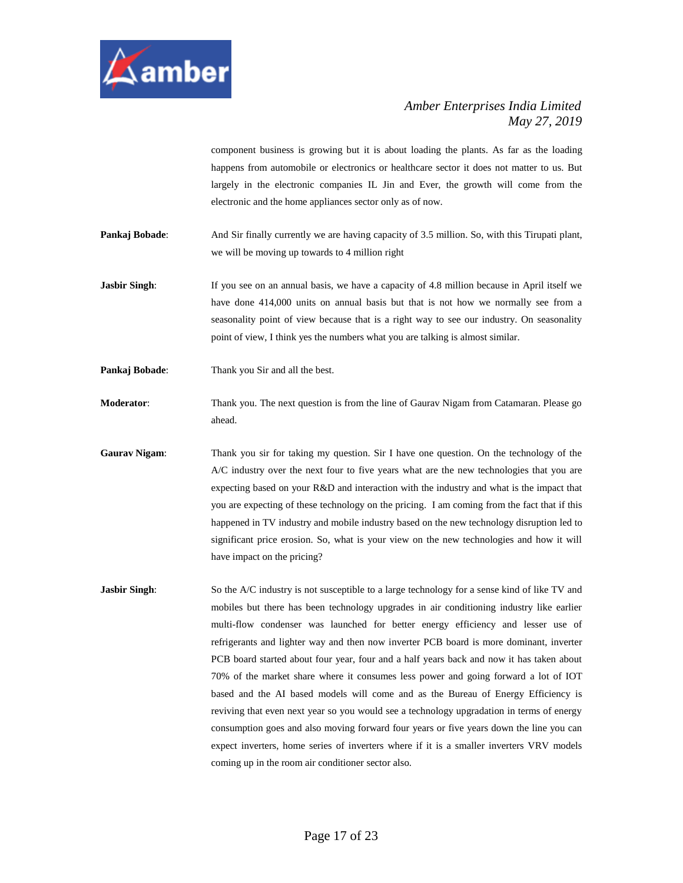component business is growing but it is about loading the plants. As far as the loading happens from automobile or electronics or healthcare sector it does not matter to us. But largely in the electronic companies IL Jin and Ever, the growth will come from the electronic and the home appliances sector only as of now.

**Pankaj Bobade**: And Sir finally currently we are having capacity of 3.5 million. So, with this Tirupati plant, we will be moving up towards to 4 million right

**Jasbir Singh**: If you see on an annual basis, we have a capacity of 4.8 million because in April itself we have done 414,000 units on annual basis but that is not how we normally see from a seasonality point of view because that is a right way to see our industry. On seasonality point of view, I think yes the numbers what you are talking is almost similar.

**Pankaj Bobade**: Thank you Sir and all the best.

**Moderator**: Thank you. The next question is from the line of Gaurav Nigam from Catamaran. Please go ahead.

**Gaurav Nigam**: Thank you sir for taking my question. Sir I have one question. On the technology of the A/C industry over the next four to five years what are the new technologies that you are expecting based on your R&D and interaction with the industry and what is the impact that you are expecting of these technology on the pricing. I am coming from the fact that if this happened in TV industry and mobile industry based on the new technology disruption led to significant price erosion. So, what is your view on the new technologies and how it will have impact on the pricing?

**Jasbir Singh**: So the A/C industry is not susceptible to a large technology for a sense kind of like TV and mobiles but there has been technology upgrades in air conditioning industry like earlier multi-flow condenser was launched for better energy efficiency and lesser use of refrigerants and lighter way and then now inverter PCB board is more dominant, inverter PCB board started about four year, four and a half years back and now it has taken about 70% of the market share where it consumes less power and going forward a lot of IOT based and the AI based models will come and as the Bureau of Energy Efficiency is reviving that even next year so you would see a technology upgradation in terms of energy consumption goes and also moving forward four years or five years down the line you can expect inverters, home series of inverters where if it is a smaller inverters VRV models coming up in the room air conditioner sector also.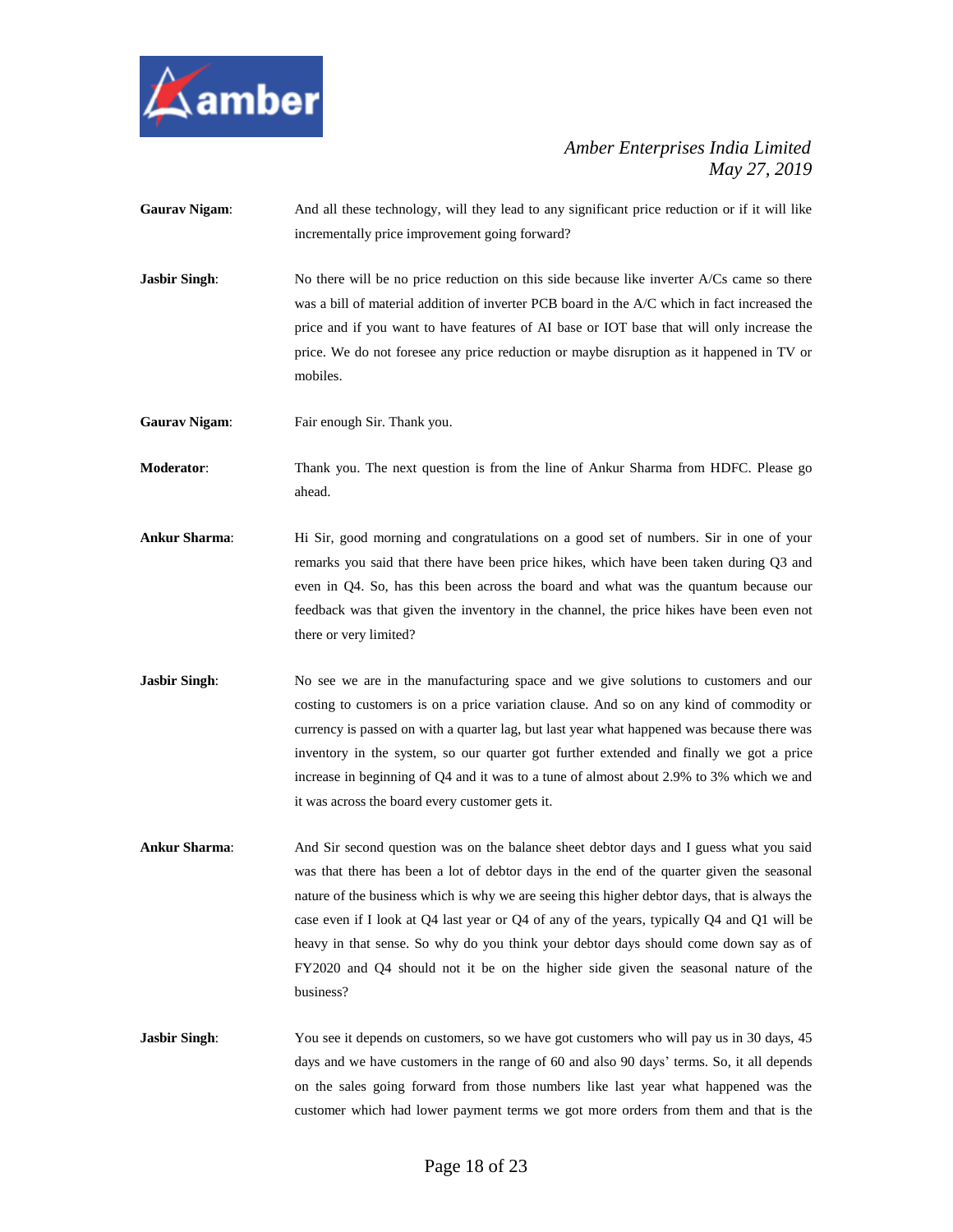**Gaurav Nigam**: And all these technology, will they lead to any significant price reduction or if it will like incrementally price improvement going forward?

**Jasbir Singh**: No there will be no price reduction on this side because like inverter A/Cs came so there was a bill of material addition of inverter PCB board in the A/C which in fact increased the price and if you want to have features of AI base or IOT base that will only increase the price. We do not foresee any price reduction or maybe disruption as it happened in TV or mobiles.

**Gaurav Nigam**: Fair enough Sir. Thank you.

**Moderator**: Thank you. The next question is from the line of Ankur Sharma from HDFC. Please go ahead.

**Ankur Sharma**: Hi Sir, good morning and congratulations on a good set of numbers. Sir in one of your remarks you said that there have been price hikes, which have been taken during Q3 and even in Q4. So, has this been across the board and what was the quantum because our feedback was that given the inventory in the channel, the price hikes have been even not there or very limited?

**Jasbir Singh**: No see we are in the manufacturing space and we give solutions to customers and our costing to customers is on a price variation clause. And so on any kind of commodity or currency is passed on with a quarter lag, but last year what happened was because there was inventory in the system, so our quarter got further extended and finally we got a price increase in beginning of Q4 and it was to a tune of almost about 2.9% to 3% which we and it was across the board every customer gets it.

**Ankur Sharma**: And Sir second question was on the balance sheet debtor days and I guess what you said was that there has been a lot of debtor days in the end of the quarter given the seasonal nature of the business which is why we are seeing this higher debtor days, that is always the case even if I look at Q4 last year or Q4 of any of the years, typically Q4 and Q1 will be heavy in that sense. So why do you think your debtor days should come down say as of FY2020 and Q4 should not it be on the higher side given the seasonal nature of the business?

**Jasbir Singh**: You see it depends on customers, so we have got customers who will pay us in 30 days, 45 days and we have customers in the range of 60 and also 90 days' terms. So, it all depends on the sales going forward from those numbers like last year what happened was the customer which had lower payment terms we got more orders from them and that is the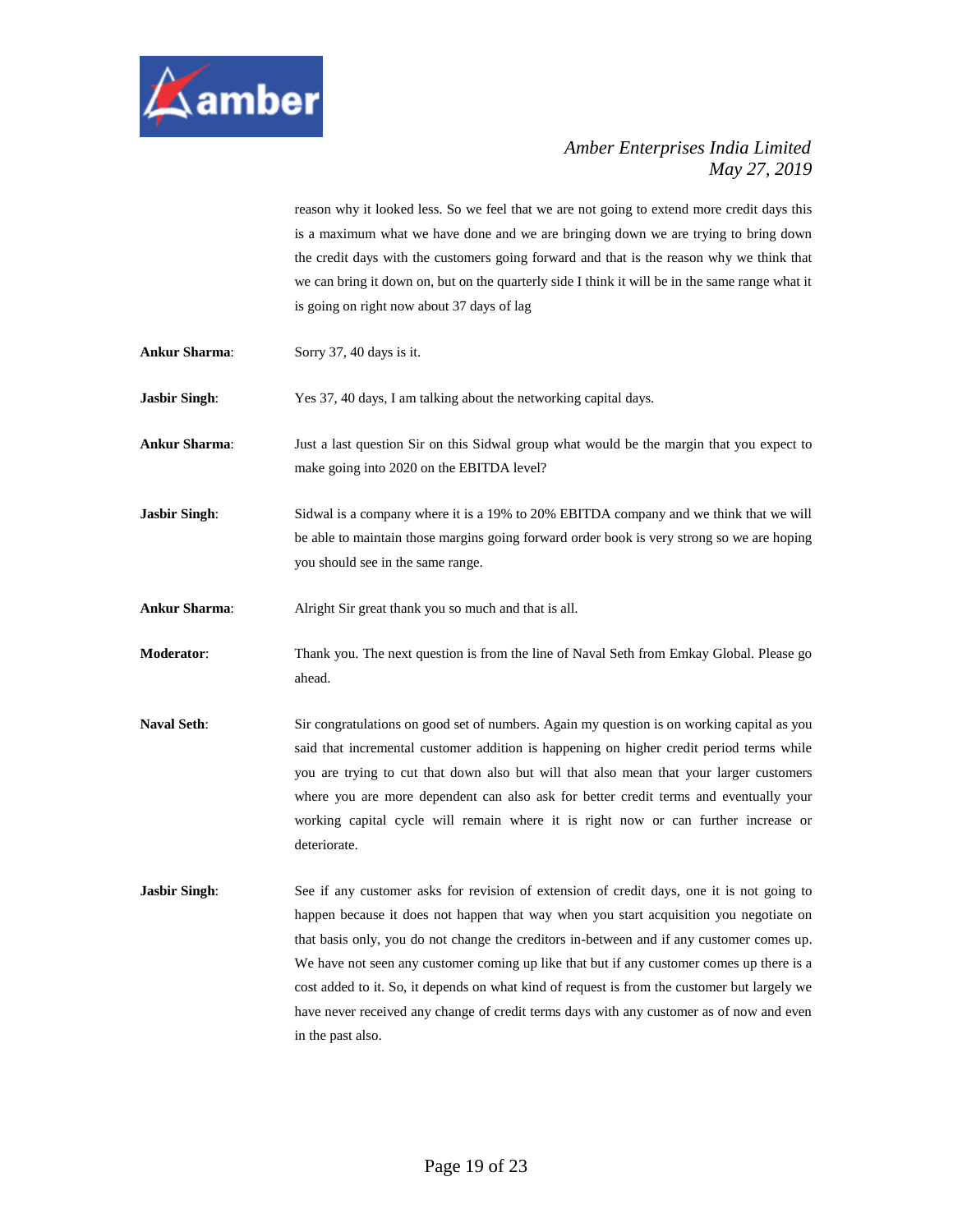reason why it looked less. So we feel that we are not going to extend more credit days this is a maximum what we have done and we are bringing down we are trying to bring down the credit days with the customers going forward and that is the reason why we think that we can bring it down on, but on the quarterly side I think it will be in the same range what it is going on right now about 37 days of lag

**Ankur Sharma**: Sorry 37, 40 days is it.

**Jasbir Singh**: Yes 37, 40 days, I am talking about the networking capital days.

**Ankur Sharma**: Just a last question Sir on this Sidwal group what would be the margin that you expect to make going into 2020 on the EBITDA level?

**Jasbir Singh**: Sidwal is a company where it is a 19% to 20% EBITDA company and we think that we will be able to maintain those margins going forward order book is very strong so we are hoping you should see in the same range.

**Ankur Sharma**: Alright Sir great thank you so much and that is all.

**Moderator**: Thank you. The next question is from the line of Naval Seth from Emkay Global. Please go ahead.

**Naval Seth**: Sir congratulations on good set of numbers. Again my question is on working capital as you said that incremental customer addition is happening on higher credit period terms while you are trying to cut that down also but will that also mean that your larger customers where you are more dependent can also ask for better credit terms and eventually your working capital cycle will remain where it is right now or can further increase or deteriorate.

**Jasbir Singh**: See if any customer asks for revision of extension of credit days, one it is not going to happen because it does not happen that way when you start acquisition you negotiate on that basis only, you do not change the creditors in-between and if any customer comes up. We have not seen any customer coming up like that but if any customer comes up there is a cost added to it. So, it depends on what kind of request is from the customer but largely we have never received any change of credit terms days with any customer as of now and even in the past also.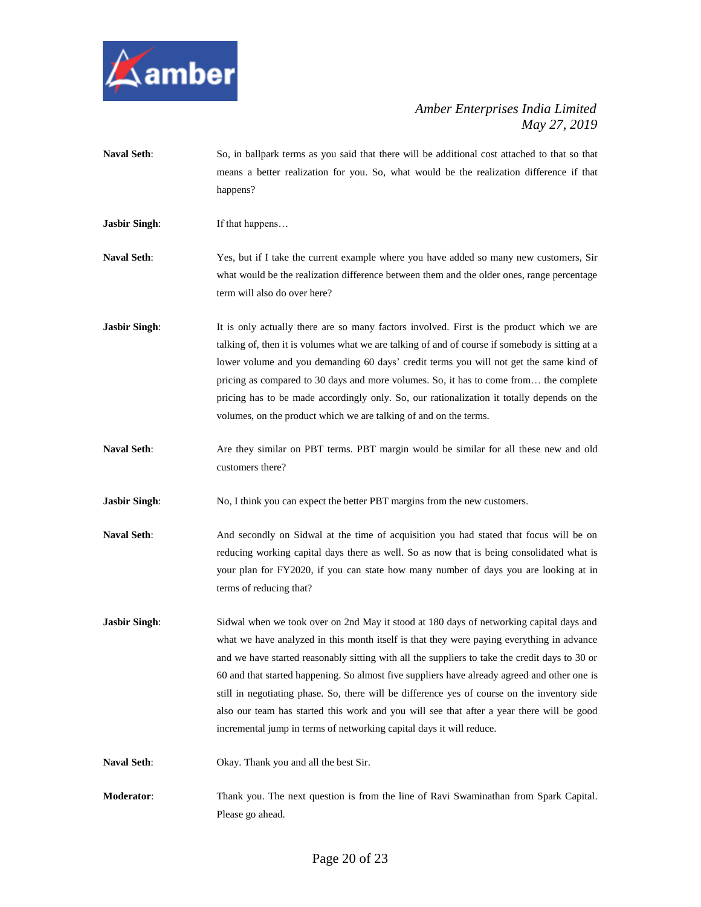**Naval Seth**: So, in ballpark terms as you said that there will be additional cost attached to that so that means a better realization for you. So, what would be the realization difference if that happens?

**Jasbir Singh**: If that happens…

**Naval Seth**: Yes, but if I take the current example where you have added so many new customers, Sir what would be the realization difference between them and the older ones, range percentage term will also do over here?

**Jasbir Singh**: It is only actually there are so many factors involved. First is the product which we are talking of, then it is volumes what we are talking of and of course if somebody is sitting at a lower volume and you demanding 60 days' credit terms you will not get the same kind of pricing as compared to 30 days and more volumes. So, it has to come from… the complete pricing has to be made accordingly only. So, our rationalization it totally depends on the volumes, on the product which we are talking of and on the terms.

**Naval Seth**: Are they similar on PBT terms. PBT margin would be similar for all these new and old customers there?

**Jasbir Singh**: No, I think you can expect the better PBT margins from the new customers.

**Naval Seth**: And secondly on Sidwal at the time of acquisition you had stated that focus will be on reducing working capital days there as well. So as now that is being consolidated what is your plan for FY2020, if you can state how many number of days you are looking at in terms of reducing that?

**Jasbir Singh**: Sidwal when we took over on 2nd May it stood at 180 days of networking capital days and what we have analyzed in this month itself is that they were paying everything in advance and we have started reasonably sitting with all the suppliers to take the credit days to 30 or 60 and that started happening. So almost five suppliers have already agreed and other one is still in negotiating phase. So, there will be difference yes of course on the inventory side also our team has started this work and you will see that after a year there will be good incremental jump in terms of networking capital days it will reduce.

**Naval Seth**: Okay. Thank you and all the best Sir.

**Moderator**: Thank you. The next question is from the line of Ravi Swaminathan from Spark Capital. Please go ahead.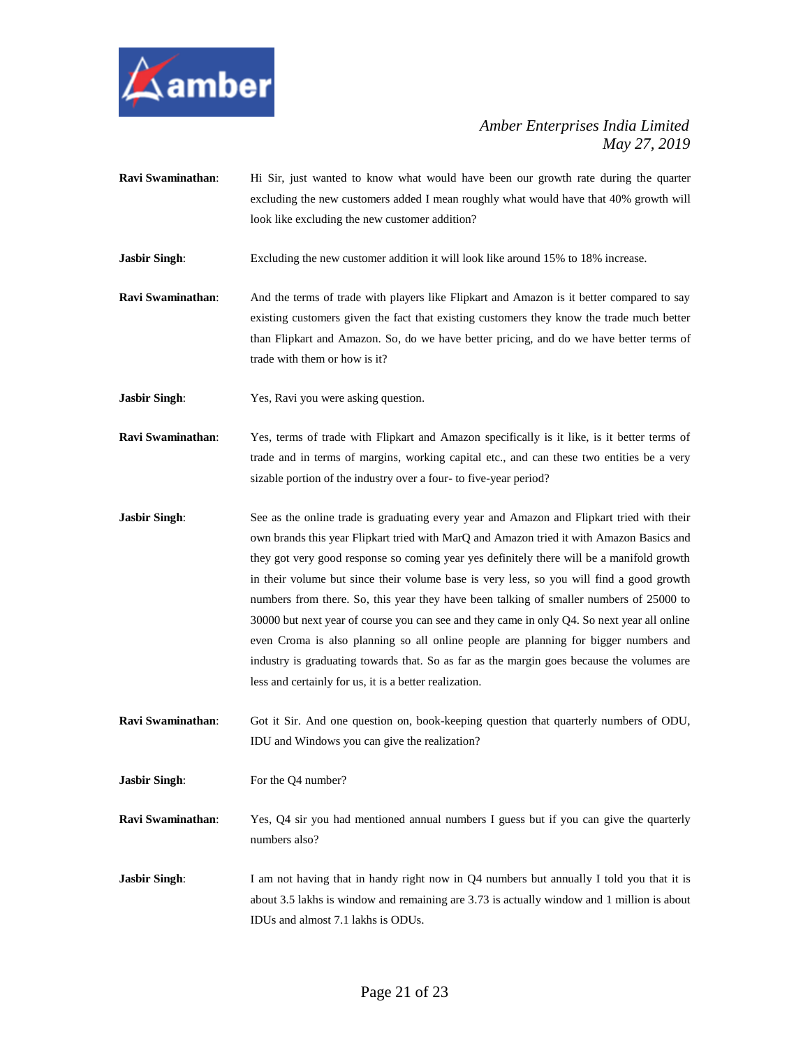**Ravi Swaminathan**: Hi Sir, just wanted to know what would have been our growth rate during the quarter excluding the new customers added I mean roughly what would have that 40% growth will look like excluding the new customer addition?

**Jasbir Singh**: Excluding the new customer addition it will look like around 15% to 18% increase.

**Ravi Swaminathan**: And the terms of trade with players like Flipkart and Amazon is it better compared to say existing customers given the fact that existing customers they know the trade much better than Flipkart and Amazon. So, do we have better pricing, and do we have better terms of trade with them or how is it?

**Jasbir Singh**: Yes, Ravi you were asking question.

**Ravi Swaminathan**: Yes, terms of trade with Flipkart and Amazon specifically is it like, is it better terms of trade and in terms of margins, working capital etc., and can these two entities be a very sizable portion of the industry over a four- to five-year period?

**Jasbir Singh**: See as the online trade is graduating every year and Amazon and Flipkart tried with their own brands this year Flipkart tried with MarQ and Amazon tried it with Amazon Basics and they got very good response so coming year yes definitely there will be a manifold growth in their volume but since their volume base is very less, so you will find a good growth numbers from there. So, this year they have been talking of smaller numbers of 25000 to 30000 but next year of course you can see and they came in only Q4. So next year all online even Croma is also planning so all online people are planning for bigger numbers and industry is graduating towards that. So as far as the margin goes because the volumes are less and certainly for us, it is a better realization.

**Ravi Swaminathan**: Got it Sir. And one question on, book-keeping question that quarterly numbers of ODU, IDU and Windows you can give the realization?

**Jasbir Singh**: For the Q4 number?

**Ravi Swaminathan**: Yes, Q4 sir you had mentioned annual numbers I guess but if you can give the quarterly numbers also?

**Jasbir Singh**: I am not having that in handy right now in Q4 numbers but annually I told you that it is about 3.5 lakhs is window and remaining are 3.73 is actually window and 1 million is about IDUs and almost 7.1 lakhs is ODUs.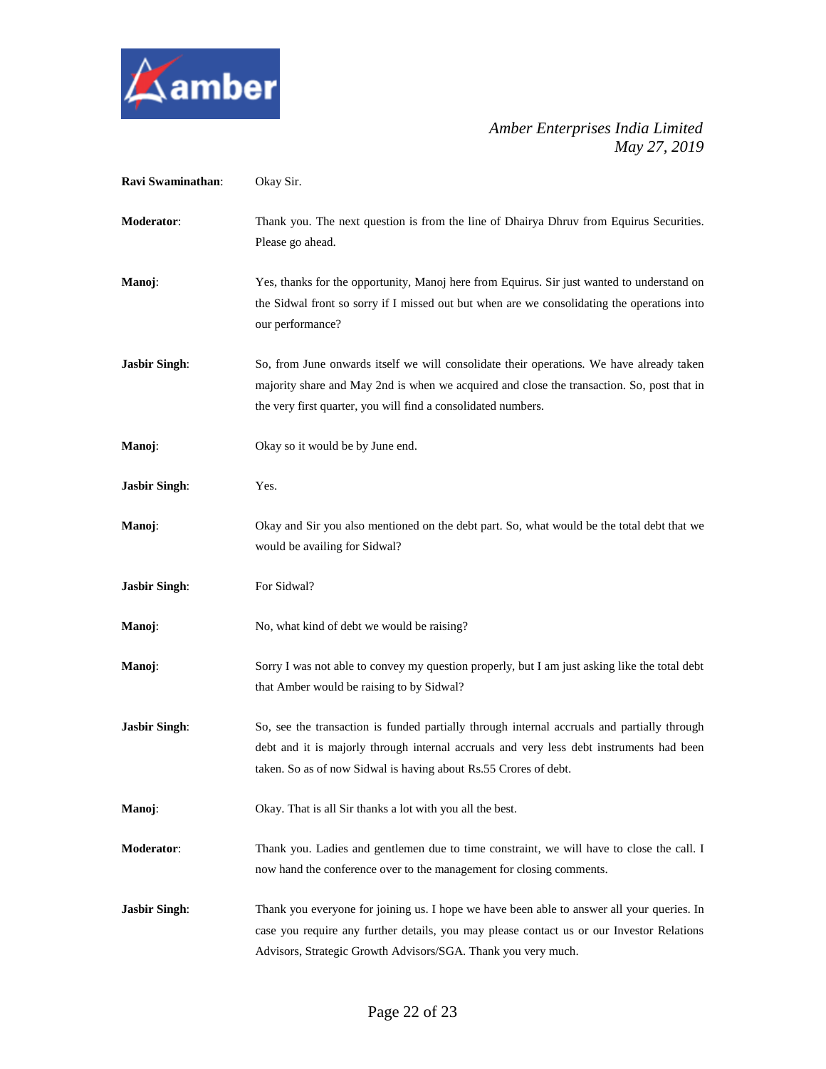**Ravi Swaminathan**: Okay Sir.

**Moderator**: Thank you. The next question is from the line of Dhairya Dhruv from Equirus Securities. Please go ahead.

**Manoj**: Yes, thanks for the opportunity, Manoj here from Equirus. Sir just wanted to understand on the Sidwal front so sorry if I missed out but when are we consolidating the operations into our performance?

**Jasbir Singh**: So, from June onwards itself we will consolidate their operations. We have already taken majority share and May 2nd is when we acquired and close the transaction. So, post that in the very first quarter, you will find a consolidated numbers.

**Manoj**: Okay so it would be by June end.

**Jasbir Singh**: Yes.

**Manoj**: Okay and Sir you also mentioned on the debt part. So, what would be the total debt that we would be availing for Sidwal?

**Jasbir Singh**: For Sidwal?

**Manoj**: No, what kind of debt we would be raising?

**Manoj**: Sorry I was not able to convey my question properly, but I am just asking like the total debt that Amber would be raising to by Sidwal?

**Jasbir Singh**: So, see the transaction is funded partially through internal accruals and partially through debt and it is majorly through internal accruals and very less debt instruments had been taken. So as of now Sidwal is having about Rs.55 Crores of debt.

**Manoj**: Okay. That is all Sir thanks a lot with you all the best.

**Moderator**: Thank you. Ladies and gentlemen due to time constraint, we will have to close the call. I now hand the conference over to the management for closing comments.

**Jasbir Singh**: Thank you everyone for joining us. I hope we have been able to answer all your queries. In case you require any further details, you may please contact us or our Investor Relations Advisors, Strategic Growth Advisors/SGA. Thank you very much.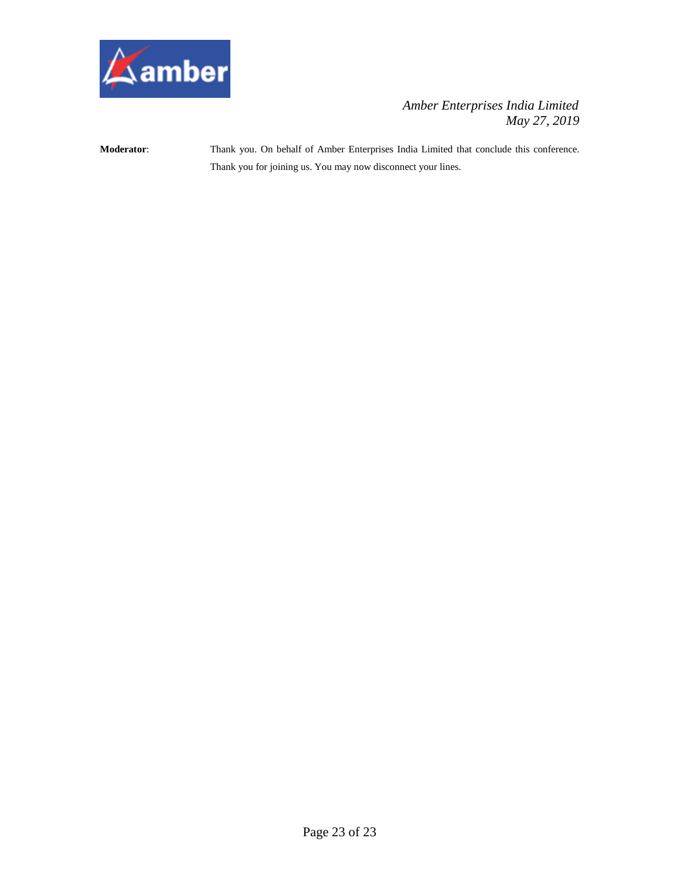**Moderator**: Thank you. On behalf of Amber Enterprises India Limited that conclude this conference. Thank you for joining us. You may now disconnect your lines.